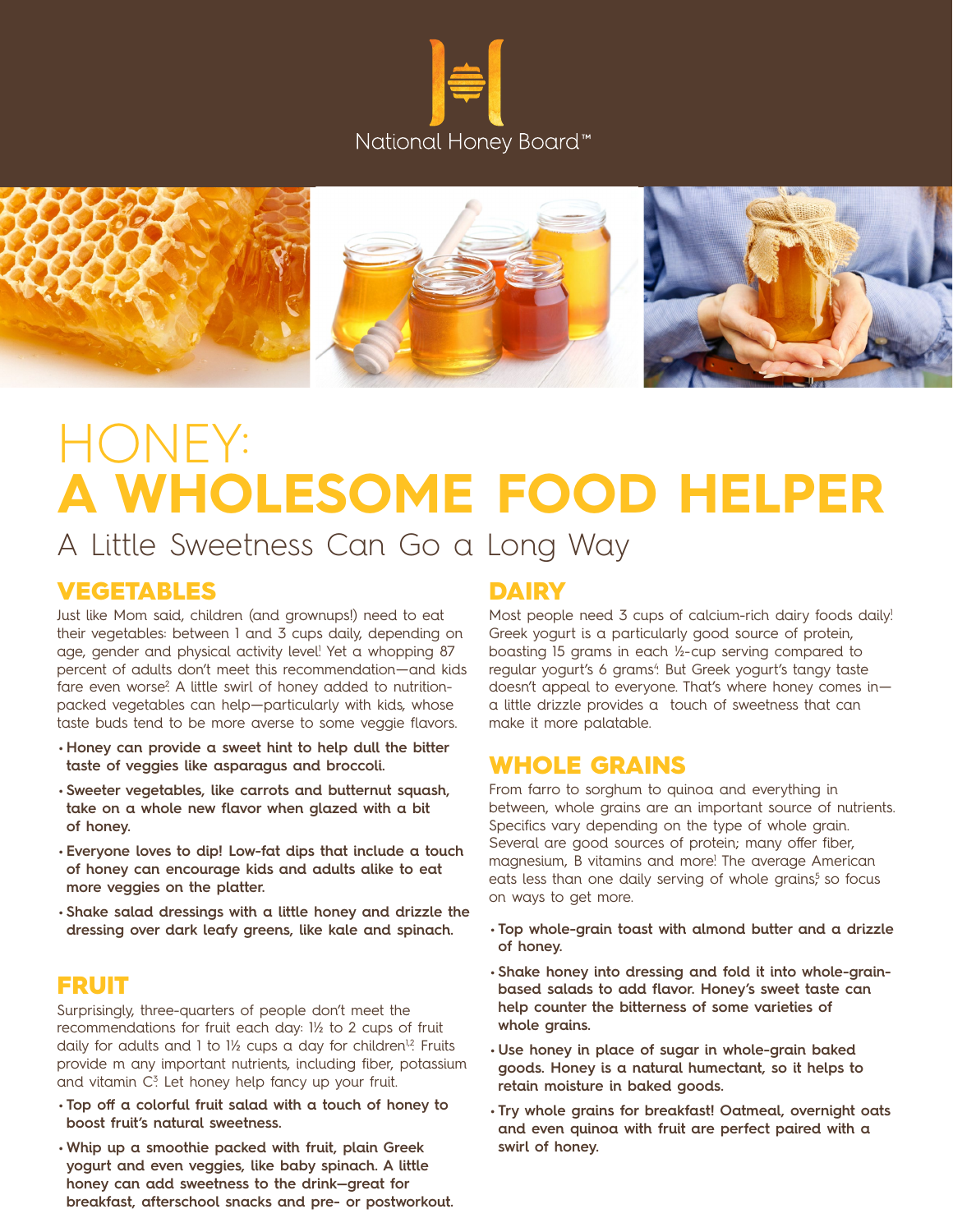National Honey Board™

# HONEY: A WHOLESOME FOOD HELPER

A Little Sweetness Can Go a Long Way

## VEGETABLES

Just like Mom said, children (and grownups!) need to eat their vegetables: between 1 and 3 cups daily, depending on age, gender and physical activity level[1] Yet a whopping 87 percent of adults don't meet this recommendation—and kids fare even worse[2] A little swirl of honey added to nutrition-packed vegetables can help—particularly with kids, whose taste buds tend to be more averse to some veggie flavors.

- **Honey can provide a sweet hint to help dull the bitter taste of veggies like asparagus and broccoli.**
- **Sweeter vegetables, like carrots and butternut squash, take on a whole new flavor when glazed with a bit of honey.**
- **Everyone loves to dip! Low-fat dips that include a touch of honey can encourage kids and adults alike to eat more veggies on the platter.**
- **Shake salad dressings with a little honey and drizzle the dressing over dark leafy greens, like kale and spinach.**

## FRUIT

Surprisingly, three-quarters of people don't meet the recommendations for fruit each day: 1½ to 2 cups of fruit daily for adults and 1 to 1½ cups a day for children[1,2] Fruits provide m any important nutrients, including fiber, potassium and vitamin C[3] Let honey help fancy up your fruit.

- **Top off a colorful fruit salad with a touch of honey to boost fruit's natural sweetness.**
- **Whip up a smoothie packed with fruit, plain Greek yogurt and even veggies, like baby spinach. A little honey can add sweetness to the drink–great for breakfast, afterschool snacks and pre- or postworkout.**

## DAIRY

Most people need 3 cups of calcium-rich dairy foods daily[1] Greek yogurt is a particularly good source of protein, boasting 15 grams in each ½-cup serving compared to regular yogurt's 6 grams[4] But Greek yogurt's tangy taste doesn't appeal to everyone. That's where honey comes in—a little drizzle provides a touch of sweetness that can make it more palatable.

## WHOLE GRAINS

From farro to sorghum to quinoa and everything in between, whole grains are an important source of nutrients. Specifics vary depending on the type of whole grain. Several are good sources of protein; many offer fiber, magnesium, B vitamins and more! The average American eats less than one daily serving of whole grains[5] so focus on ways to get more.

- **Top whole-grain toast with almond butter and a drizzle of honey.**
- **Shake honey into dressing and fold it into whole-grain-based salads to add flavor. Honey's sweet taste can help counter the bitterness of some varieties of whole grains.**
- **Use honey in place of sugar in whole-grain baked goods. Honey is a natural humectant, so it helps to retain moisture in baked goods.**
- **Try whole grains for breakfast! Oatmeal, overnight oats and even quinoa with fruit are perfect paired with a swirl of honey.**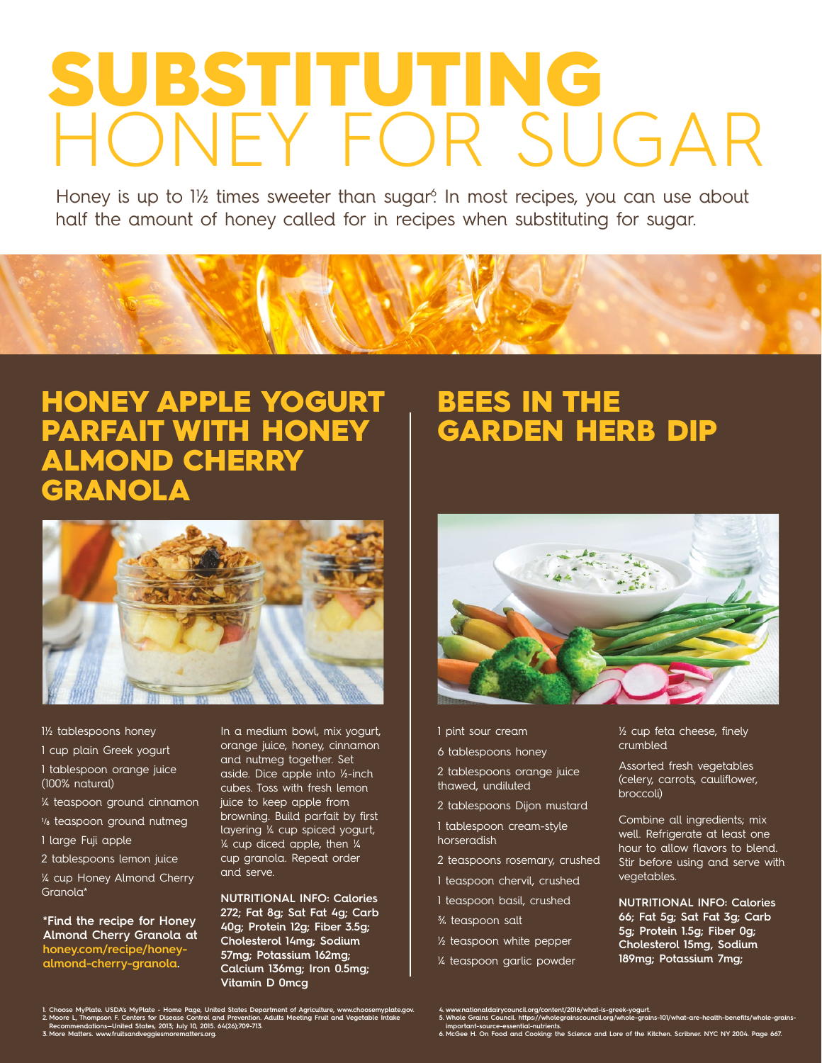# SUBSTITUTING HONEY FOR SUGAR

Honey is up to 1½ times sweeter than sugar[6]. In most recipes, you can use about half the amount of honey called for in recipes when substituting for sugar.

## HONEY APPLE YOGURT PARFAIT WITH HONEY ALMOND CHERRY GRANOLA

1½ tablespoons honey

1 cup plain Greek yogurt

1 tablespoon orange juice (100% natural)

¼ teaspoon ground cinnamon

⅛ teaspoon ground nutmeg

1 large Fuji apple

2 tablespoons lemon juice

¼ cup Honey Almond Cherry Granola*

**\*Find the recipe for Honey Almond Cherry Granola at honey.com/recipe/honey-almond-cherry-granola.**

In a medium bowl, mix yogurt, orange juice, honey, cinnamon and nutmeg together. Set aside. Dice apple into ½-inch cubes. Toss with fresh lemon juice to keep apple from browning. Build parfait by first layering ¼ cup spiced yogurt, ¼ cup diced apple, then ¼ cup granola. Repeat order and serve.

**NUTRITIONAL INFO: Calories 272; Fat 8g; Sat Fat 4g; Carb 40g; Protein 12g; Fiber 3.5g; Cholesterol 14mg; Sodium 57mg; Potassium 162mg; Calcium 136mg; Iron 0.5mg; Vitamin D 0mcg**

## BEES IN THE GARDEN HERB DIP

1 pint sour cream

6 tablespoons honey

2 tablespoons orange juice thawed, undiluted

2 tablespoons Dijon mustard

1 tablespoon cream-style horseradish

2 teaspoons rosemary, crushed

1 teaspoon chervil, crushed

1 teaspoon basil, crushed

¾ teaspoon salt

½ teaspoon white pepper

¼ teaspoon garlic powder

½ cup feta cheese, finely crumbled

Assorted fresh vegetables (celery, carrots, cauliflower, broccoli)

Combine all ingredients; mix well. Refrigerate at least one hour to allow flavors to blend. Stir before using and serve with vegetables.

**NUTRITIONAL INFO: Calories 66; Fat 5g; Sat Fat 3g; Carb 5g; Protein 1.5g; Fiber 0g; Cholesterol 15mg, Sodium 189mg; Potassium 7mg;**

1. Choose MyPlate. USDA's MyPlate - Home Page, United States Department of Agriculture, www.choosemyplate.gov.
2. Moore L, Thompson F. Centers for Disease Control and Prevention. Adults Meeting Fruit and Vegetable Intake Recommendations—United States, 2013; July 10, 2015. 64(26);709-713.
3. More Matters. www.fruitsandveggiesmorematters.org.
4. www.nationaldairycouncil.org/content/2016/what-is-greek-yogurt.
5. Whole Grains Council. https://wholegrainscouncil.org/whole-grains-101/what-are-health-benefits/whole-grains-important-source-essential-nutrients.
6. McGee H. On Food and Cooking: the Science and Lore of the Kitchen. Scribner. NYC NY 2004. Page 667.